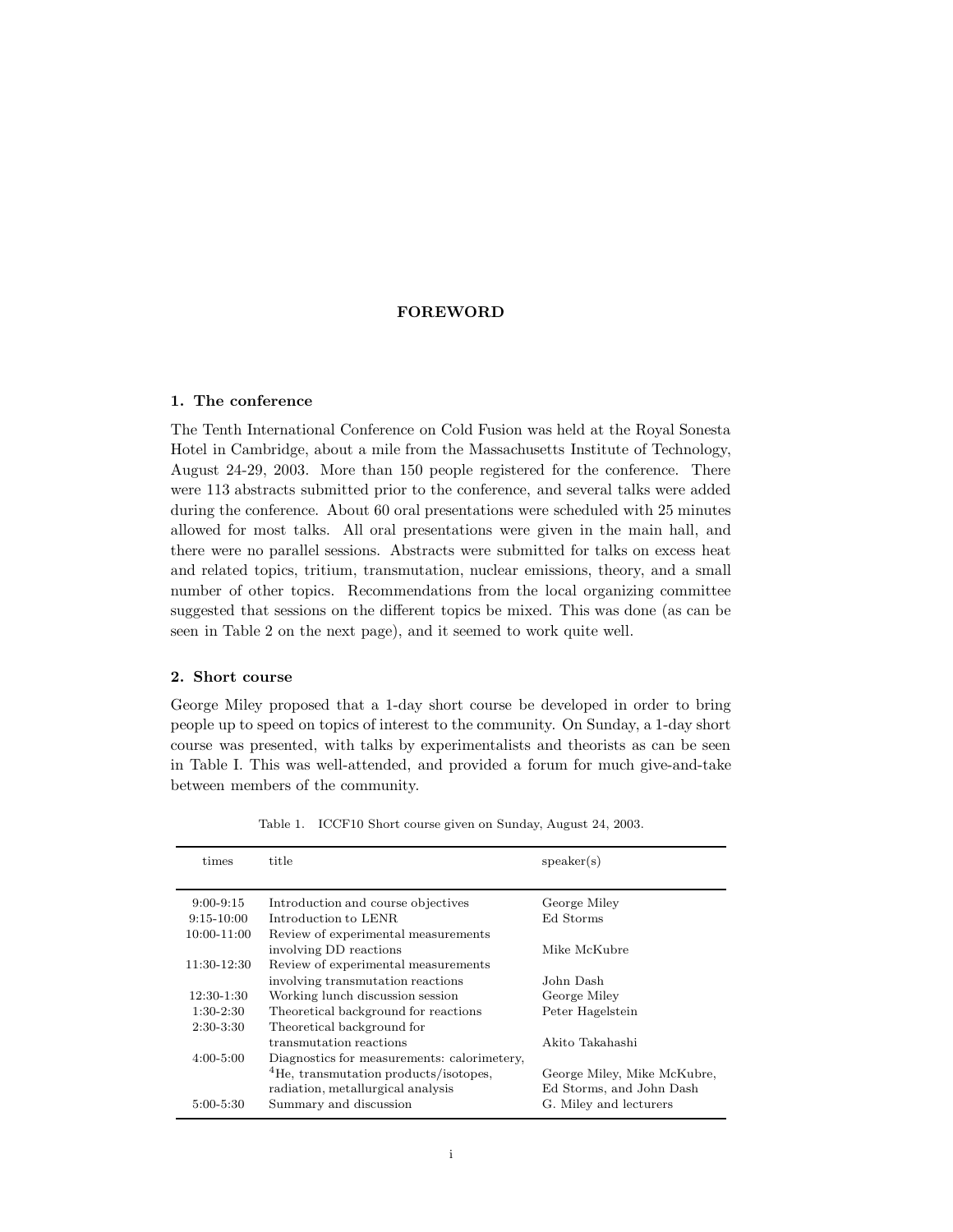# FOREWORD

## 1. The conference

The Tenth International Conference on Cold Fusion was held at the Royal Sonesta Hotel in Cambridge, about a mile from the Massachusetts Institute of Technology, August 24-29, 2003. More than 150 people registered for the conference. There were 113 abstracts submitted prior to the conference, and several talks were added during the conference. About 60 oral presentations were scheduled with 25 minutes allowed for most talks. All oral presentations were given in the main hall, and there were no parallel sessions. Abstracts were submitted for talks on excess heat and related topics, tritium, transmutation, nuclear emissions, theory, and a small number of other topics. Recommendations from the local organizing committee suggested that sessions on the different topics be mixed. This was done (as can be seen in Table 2 on the next page), and it seemed to work quite well.

## 2. Short course

George Miley proposed that a 1-day short course be developed in order to bring people up to speed on topics of interest to the community. On Sunday, a 1-day short course was presented, with talks by experimentalists and theorists as can be seen in Table I. This was well-attended, and provided a forum for much give-and-take between members of the community.

Table 1. ICCF10 Short course given on Sunday, August 24, 2003.

| times | title | speaker(s) |
|---|---|---|
| 9:00-9:15 | Introduction and course objectives | George Miley |
| 9:15-10:00 | Introduction to LENR | Ed Storms |
| 10:00-11:00 | Review of experimental measurements involving DD reactions | Mike McKubre |
| 11:30-12:30 | Review of experimental measurements involving transmutation reactions | John Dash |
| 12:30-1:30 | Working lunch discussion session | George Miley |
| 1:30-2:30 | Theoretical background for reactions | Peter Hagelstein |
| 2:30-3:30 | Theoretical background for transmutation reactions | Akito Takahashi |
| 4:00-5:00 | Diagnostics for measurements: calorimetry, $^4$He, transmutation products/isotopes, radiation, metallurgical analysis | George Miley, Mike McKubre, Ed Storms, and John Dash |
| 5:00-5:30 | Summary and discussion | G. Miley and lecturers |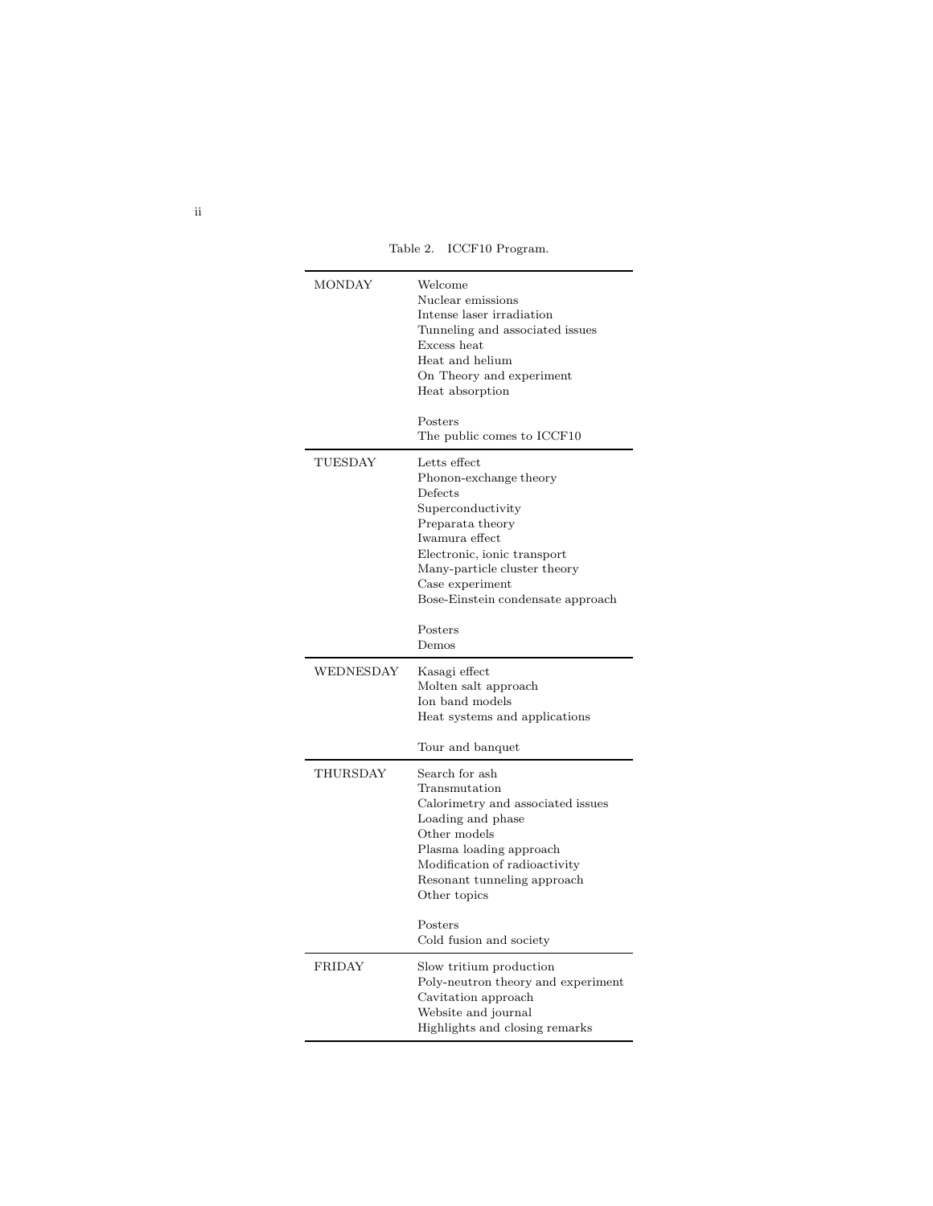Table 2. ICCF10 Program.

| | |
|---|---|
| MONDAY | Welcome<br>Nuclear emissions<br>Intense laser irradiation<br>Tunneling and associated issues<br>Excess heat<br>Heat and helium<br>On Theory and experiment<br>Heat absorption<br><br>Posters<br>The public comes to ICCF10 |
| TUESDAY | Letts effect<br>Phonon-exchange theory<br>Defects<br>Superconductivity<br>Preparata theory<br>Iwamura effect<br>Electronic, ionic transport<br>Many-particle cluster theory<br>Case experiment<br>Bose-Einstein condensate approach<br><br>Posters<br>Demos |
| WEDNESDAY | Kasagi effect<br>Molten salt approach<br>Ion band models<br>Heat systems and applications<br><br>Tour and banquet |
| THURSDAY | Search for ash<br>Transmutation<br>Calorimetry and associated issues<br>Loading and phase<br>Other models<br>Plasma loading approach<br>Modification of radioactivity<br>Resonant tunneling approach<br>Other topics<br><br>Posters<br>Cold fusion and society |
| FRIDAY | Slow tritium production<br>Poly-neutron theory and experiment<br>Cavitation approach<br>Website and journal<br>Highlights and closing remarks |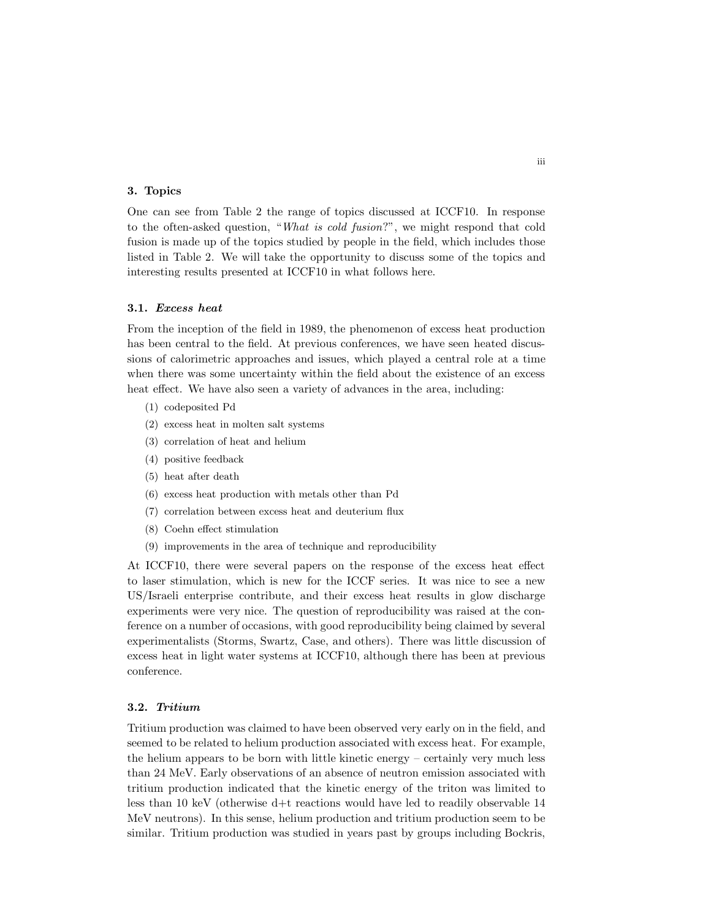## 3. Topics

One can see from Table 2 the range of topics discussed at ICCF10. In response to the often-asked question, "*What is cold fusion*?", we might respond that cold fusion is made up of the topics studied by people in the field, which includes those listed in Table 2. We will take the opportunity to discuss some of the topics and interesting results presented at ICCF10 in what follows here.

### 3.1. *Excess heat*

From the inception of the field in 1989, the phenomenon of excess heat production has been central to the field. At previous conferences, we have seen heated discussions of calorimetric approaches and issues, which played a central role at a time when there was some uncertainty within the field about the existence of an excess heat effect. We have also seen a variety of advances in the area, including:

1. codeposited Pd
2. excess heat in molten salt systems
3. correlation of heat and helium
4. positive feedback
5. heat after death
6. excess heat production with metals other than Pd
7. correlation between excess heat and deuterium flux
8. Coehn effect stimulation
9. improvements in the area of technique and reproducibility

At ICCF10, there were several papers on the response of the excess heat effect to laser stimulation, which is new for the ICCF series. It was nice to see a new US/Israeli enterprise contribute, and their excess heat results in glow discharge experiments were very nice. The question of reproducibility was raised at the conference on a number of occasions, with good reproducibility being claimed by several experimentalists (Storms, Swartz, Case, and others). There was little discussion of excess heat in light water systems at ICCF10, although there has been at previous conference.

### 3.2. *Tritium*

Tritium production was claimed to have been observed very early on in the field, and seemed to be related to helium production associated with excess heat. For example, the helium appears to be born with little kinetic energy – certainly very much less than 24 MeV. Early observations of an absence of neutron emission associated with tritium production indicated that the kinetic energy of the triton was limited to less than 10 keV (otherwise d+t reactions would have led to readily observable 14 MeV neutrons). In this sense, helium production and tritium production seem to be similar. Tritium production was studied in years past by groups including Bockris,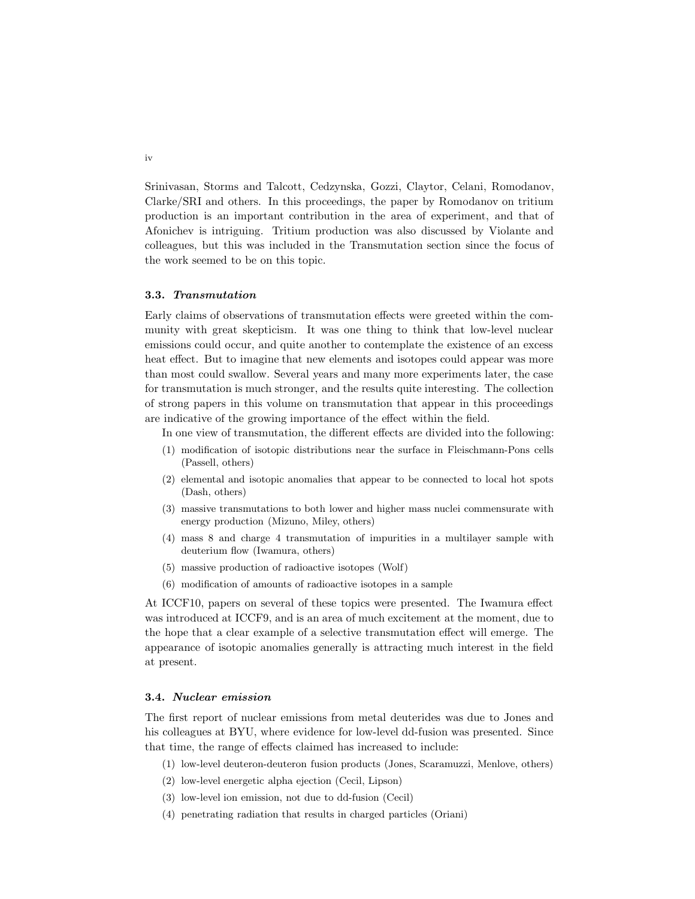Srinivasan, Storms and Talcott, Cedzynska, Gozzi, Claytor, Celani, Romodanov, Clarke/SRI and others. In this proceedings, the paper by Romodanov on tritium production is an important contribution in the area of experiment, and that of Afonichev is intriguing. Tritium production was also discussed by Violante and colleagues, but this was included in the Transmutation section since the focus of the work seemed to be on this topic.

### 3.3. *Transmutation*

Early claims of observations of transmutation effects were greeted within the community with great skepticism. It was one thing to think that low-level nuclear emissions could occur, and quite another to contemplate the existence of an excess heat effect. But to imagine that new elements and isotopes could appear was more than most could swallow. Several years and many more experiments later, the case for transmutation is much stronger, and the results quite interesting. The collection of strong papers in this volume on transmutation that appear in this proceedings are indicative of the growing importance of the effect within the field.

In one view of transmutation, the different effects are divided into the following:

(1) modification of isotopic distributions near the surface in Fleischmann-Pons cells (Passell, others)
(2) elemental and isotopic anomalies that appear to be connected to local hot spots (Dash, others)
(3) massive transmutations to both lower and higher mass nuclei commensurate with energy production (Mizuno, Miley, others)
(4) mass 8 and charge 4 transmutation of impurities in a multilayer sample with deuterium flow (Iwamura, others)
(5) massive production of radioactive isotopes (Wolf)
(6) modification of amounts of radioactive isotopes in a sample

At ICCF10, papers on several of these topics were presented. The Iwamura effect was introduced at ICCF9, and is an area of much excitement at the moment, due to the hope that a clear example of a selective transmutation effect will emerge. The appearance of isotopic anomalies generally is attracting much interest in the field at present.

### 3.4. *Nuclear emission*

The first report of nuclear emissions from metal deuterides was due to Jones and his colleagues at BYU, where evidence for low-level dd-fusion was presented. Since that time, the range of effects claimed has increased to include:

(1) low-level deuteron-deuteron fusion products (Jones, Scaramuzzi, Menlove, others)
(2) low-level energetic alpha ejection (Cecil, Lipson)
(3) low-level ion emission, not due to dd-fusion (Cecil)
(4) penetrating radiation that results in charged particles (Oriani)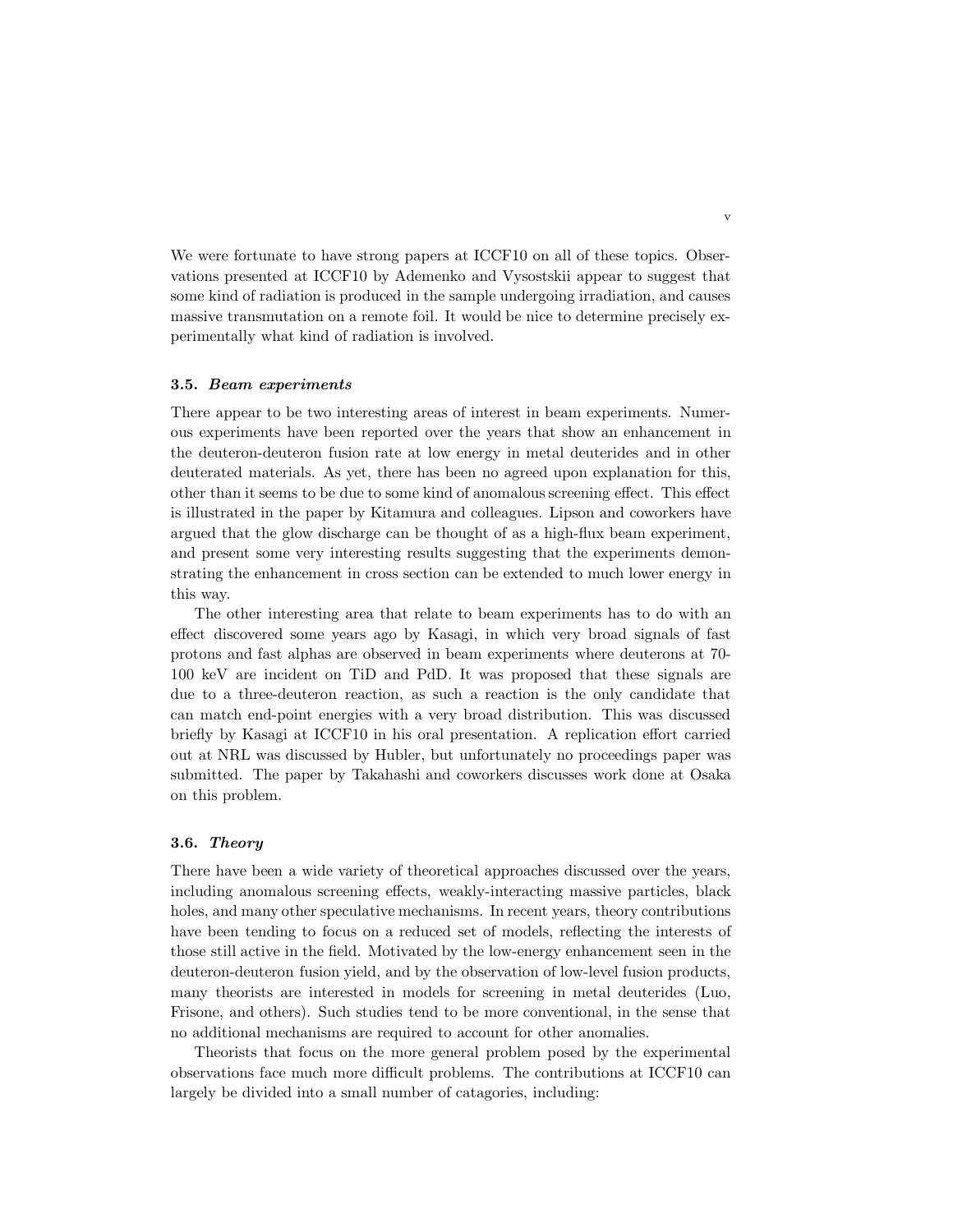We were fortunate to have strong papers at ICCF10 on all of these topics. Observations presented at ICCF10 by Ademenko and Vysostskii appear to suggest that some kind of radiation is produced in the sample undergoing irradiation, and causes massive transmutation on a remote foil. It would be nice to determine precisely experimentally what kind of radiation is involved.

### 3.5. *Beam experiments*

There appear to be two interesting areas of interest in beam experiments. Numerous experiments have been reported over the years that show an enhancement in the deuteron-deuteron fusion rate at low energy in metal deuterides and in other deuterated materials. As yet, there has been no agreed upon explanation for this, other than it seems to be due to some kind of anomalous screening effect. This effect is illustrated in the paper by Kitamura and colleagues. Lipson and coworkers have argued that the glow discharge can be thought of as a high-flux beam experiment, and present some very interesting results suggesting that the experiments demonstrating the enhancement in cross section can be extended to much lower energy in this way.

The other interesting area that relate to beam experiments has to do with an effect discovered some years ago by Kasagi, in which very broad signals of fast protons and fast alphas are observed in beam experiments where deuterons at 70-100 keV are incident on TiD and PdD. It was proposed that these signals are due to a three-deuteron reaction, as such a reaction is the only candidate that can match end-point energies with a very broad distribution. This was discussed briefly by Kasagi at ICCF10 in his oral presentation. A replication effort carried out at NRL was discussed by Hubler, but unfortunately no proceedings paper was submitted. The paper by Takahashi and coworkers discusses work done at Osaka on this problem.

### 3.6. *Theory*

There have been a wide variety of theoretical approaches discussed over the years, including anomalous screening effects, weakly-interacting massive particles, black holes, and many other speculative mechanisms. In recent years, theory contributions have been tending to focus on a reduced set of models, reflecting the interests of those still active in the field. Motivated by the low-energy enhancement seen in the deuteron-deuteron fusion yield, and by the observation of low-level fusion products, many theorists are interested in models for screening in metal deuterides (Luo, Frisone, and others). Such studies tend to be more conventional, in the sense that no additional mechanisms are required to account for other anomalies.

Theorists that focus on the more general problem posed by the experimental observations face much more difficult problems. The contributions at ICCF10 can largely be divided into a small number of catagories, including: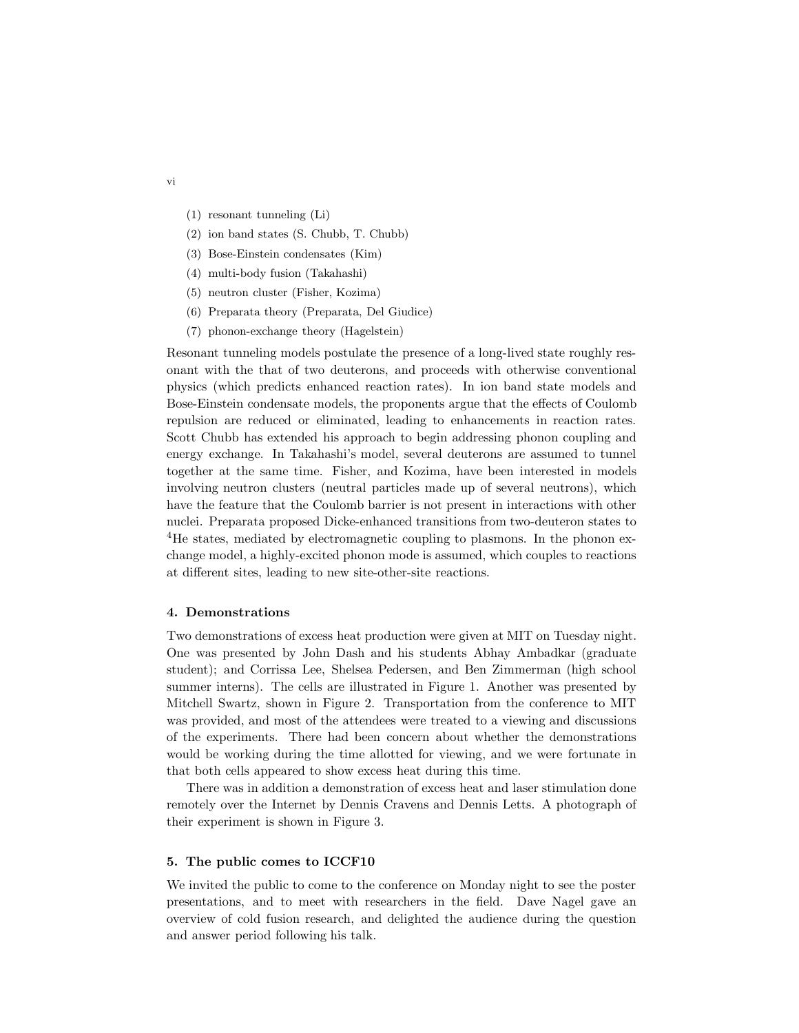(1) resonant tunneling (Li)
(2) ion band states (S. Chubb, T. Chubb)
(3) Bose-Einstein condensates (Kim)
(4) multi-body fusion (Takahashi)
(5) neutron cluster (Fisher, Kozima)
(6) Preparata theory (Preparata, Del Giudice)
(7) phonon-exchange theory (Hagelstein)

Resonant tunneling models postulate the presence of a long-lived state roughly resonant with the that of two deuterons, and proceeds with otherwise conventional physics (which predicts enhanced reaction rates). In ion band state models and Bose-Einstein condensate models, the proponents argue that the effects of Coulomb repulsion are reduced or eliminated, leading to enhancements in reaction rates. Scott Chubb has extended his approach to begin addressing phonon coupling and energy exchange. In Takahashi's model, several deuterons are assumed to tunnel together at the same time. Fisher, and Kozima, have been interested in models involving neutron clusters (neutral particles made up of several neutrons), which have the feature that the Coulomb barrier is not present in interactions with other nuclei. Preparata proposed Dicke-enhanced transitions from two-deuteron states to $^4$He states, mediated by electromagnetic coupling to plasmons. In the phonon exchange model, a highly-excited phonon mode is assumed, which couples to reactions at different sites, leading to new site-other-site reactions.

## 4. Demonstrations

Two demonstrations of excess heat production were given at MIT on Tuesday night. One was presented by John Dash and his students Abhay Ambadkar (graduate student); and Corrissa Lee, Shelsea Pedersen, and Ben Zimmerman (high school summer interns). The cells are illustrated in Figure 1. Another was presented by Mitchell Swartz, shown in Figure 2. Transportation from the conference to MIT was provided, and most of the attendees were treated to a viewing and discussions of the experiments. There had been concern about whether the demonstrations would be working during the time allotted for viewing, and we were fortunate in that both cells appeared to show excess heat during this time.

There was in addition a demonstration of excess heat and laser stimulation done remotely over the Internet by Dennis Cravens and Dennis Letts. A photograph of their experiment is shown in Figure 3.

## 5. The public comes to ICCF10

We invited the public to come to the conference on Monday night to see the poster presentations, and to meet with researchers in the field. Dave Nagel gave an overview of cold fusion research, and delighted the audience during the question and answer period following his talk.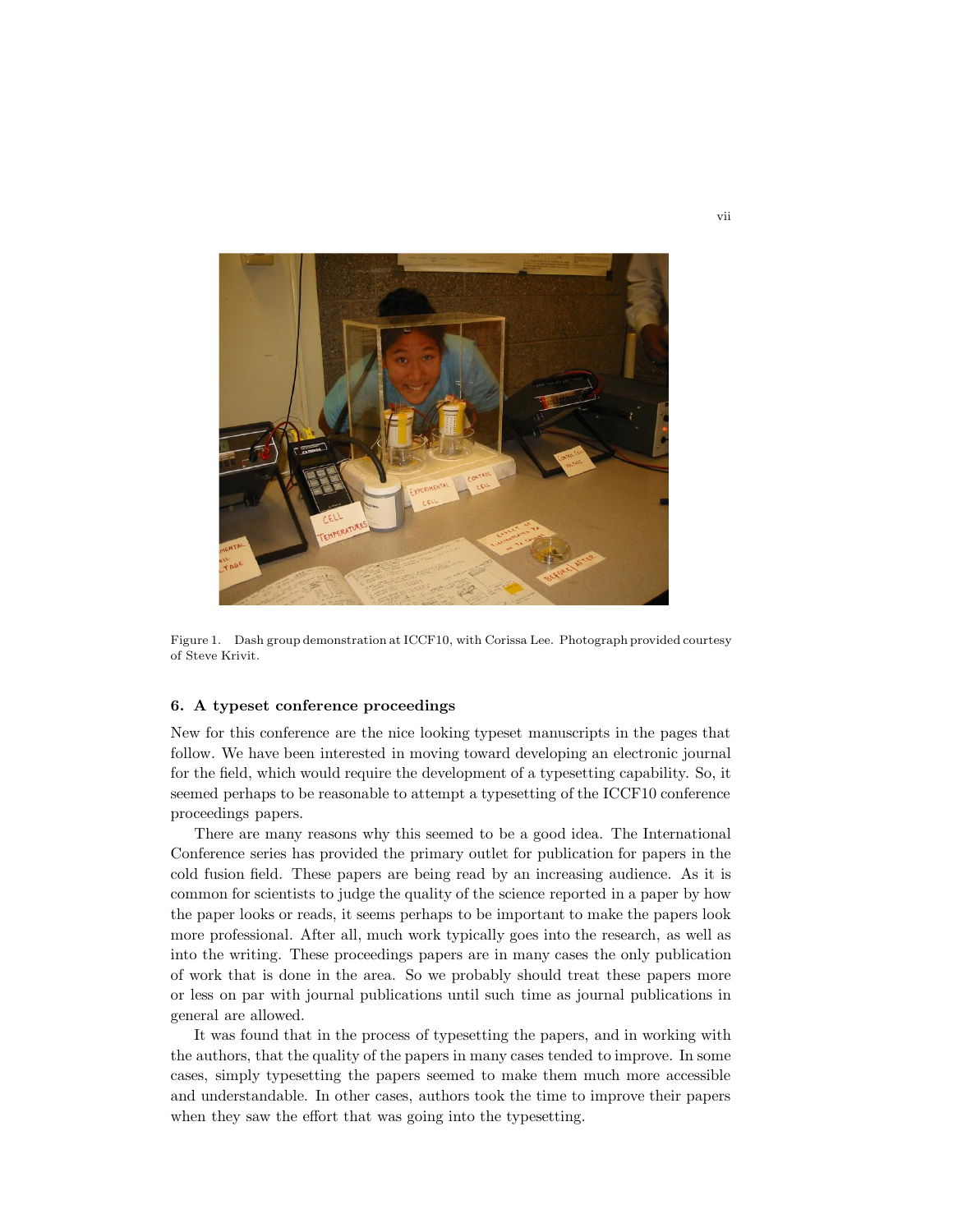Figure 1. Dash group demonstration at ICCF10, with Corissa Lee. Photograph provided courtesy of Steve Krivit.

### 6. A typeset conference proceedings

New for this conference are the nice looking typeset manuscripts in the pages that follow. We have been interested in moving toward developing an electronic journal for the field, which would require the development of a typesetting capability. So, it seemed perhaps to be reasonable to attempt a typesetting of the ICCF10 conference proceedings papers.

There are many reasons why this seemed to be a good idea. The International Conference series has provided the primary outlet for publication for papers in the cold fusion field. These papers are being read by an increasing audience. As it is common for scientists to judge the quality of the science reported in a paper by how the paper looks or reads, it seems perhaps to be important to make the papers look more professional. After all, much work typically goes into the research, as well as into the writing. These proceedings papers are in many cases the only publication of work that is done in the area. So we probably should treat these papers more or less on par with journal publications until such time as journal publications in general are allowed.

It was found that in the process of typesetting the papers, and in working with the authors, that the quality of the papers in many cases tended to improve. In some cases, simply typesetting the papers seemed to make them much more accessible and understandable. In other cases, authors took the time to improve their papers when they saw the effort that was going into the typesetting.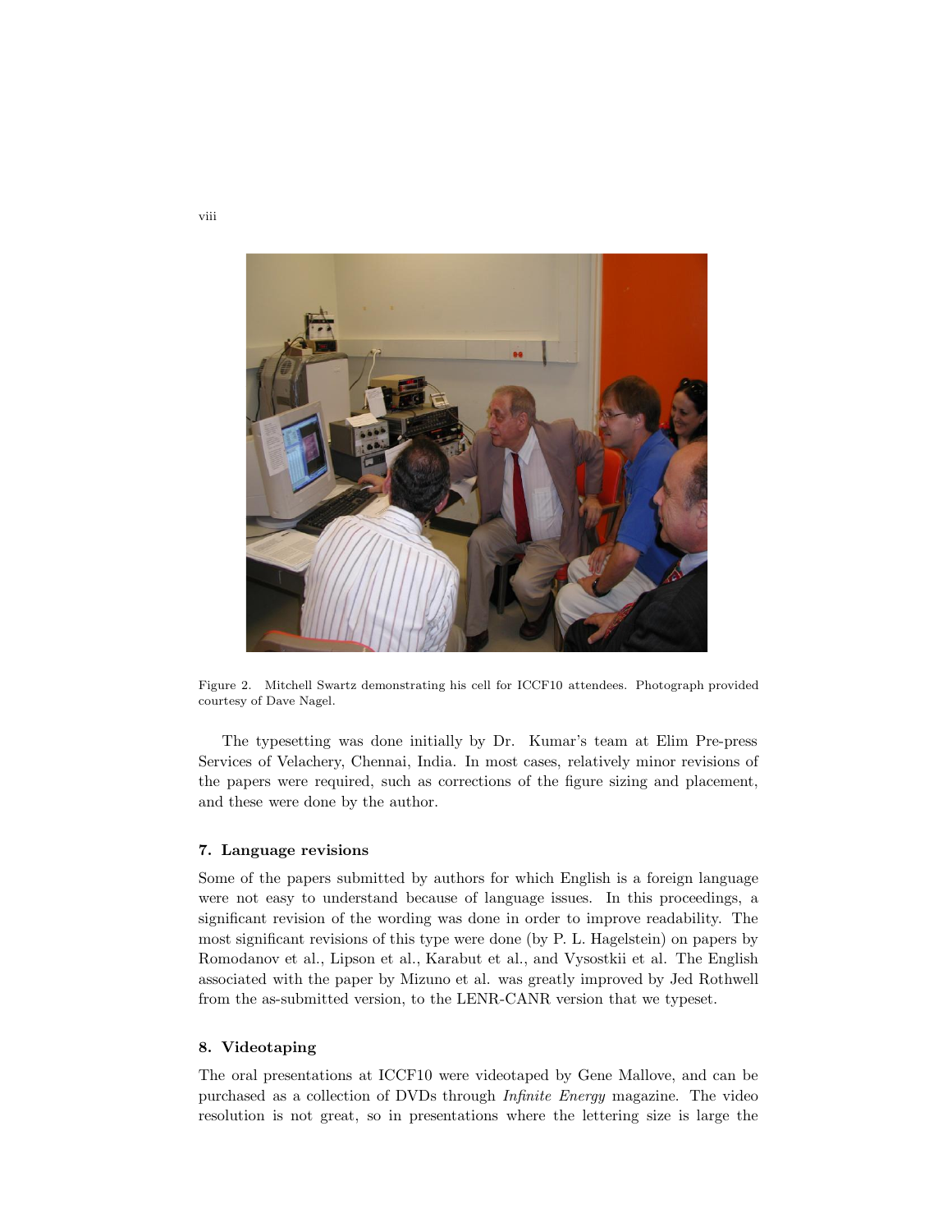Figure 2. Mitchell Swartz demonstrating his cell for ICCF10 attendees. Photograph provided courtesy of Dave Nagel.

The typesetting was done initially by Dr. Kumar's team at Elim Pre-press Services of Velachery, Chennai, India. In most cases, relatively minor revisions of the papers were required, such as corrections of the figure sizing and placement, and these were done by the author.

### 7. Language revisions

Some of the papers submitted by authors for which English is a foreign language were not easy to understand because of language issues. In this proceedings, a significant revision of the wording was done in order to improve readability. The most significant revisions of this type were done (by P. L. Hagelstein) on papers by Romodanov et al., Lipson et al., Karabut et al., and Vysostkii et al. The English associated with the paper by Mizuno et al. was greatly improved by Jed Rothwell from the as-submitted version, to the LENR-CANR version that we typeset.

### 8. Videotaping

The oral presentations at ICCF10 were videotaped by Gene Mallove, and can be purchased as a collection of DVDs through *Infinite Energy* magazine. The video resolution is not great, so in presentations where the lettering size is large the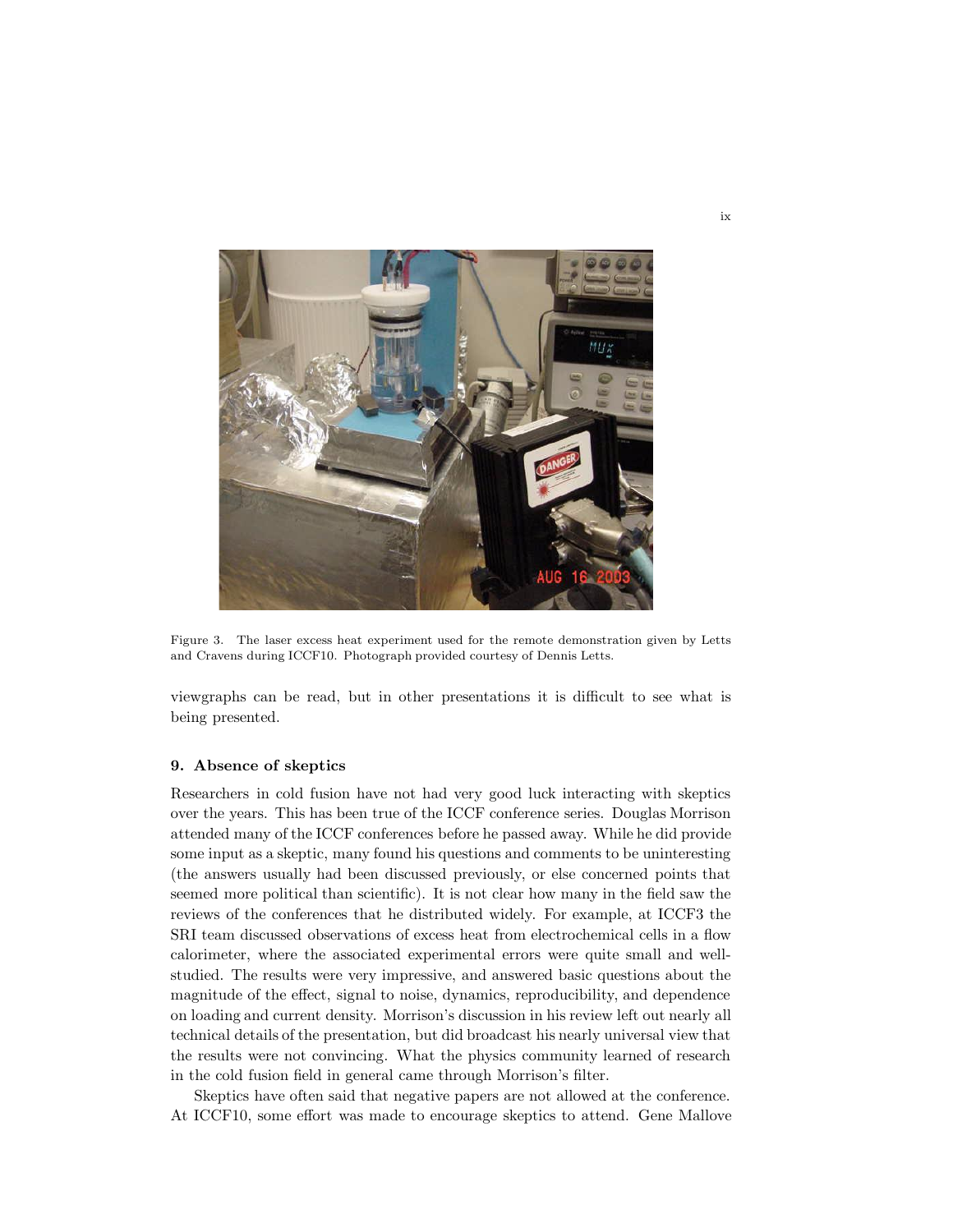Figure 3. The laser excess heat experiment used for the remote demonstration given by Letts and Cravens during ICCF10. Photograph provided courtesy of Dennis Letts.

viewgraphs can be read, but in other presentations it is difficult to see what is being presented.

### 9. Absence of skeptics

Researchers in cold fusion have not had very good luck interacting with skeptics over the years. This has been true of the ICCF conference series. Douglas Morrison attended many of the ICCF conferences before he passed away. While he did provide some input as a skeptic, many found his questions and comments to be uninteresting (the answers usually had been discussed previously, or else concerned points that seemed more political than scientific). It is not clear how many in the field saw the reviews of the conferences that he distributed widely. For example, at ICCF3 the SRI team discussed observations of excess heat from electrochemical cells in a flow calorimeter, where the associated experimental errors were quite small and well-studied. The results were very impressive, and answered basic questions about the magnitude of the effect, signal to noise, dynamics, reproducibility, and dependence on loading and current density. Morrison's discussion in his review left out nearly all technical details of the presentation, but did broadcast his nearly universal view that the results were not convincing. What the physics community learned of research in the cold fusion field in general came through Morrison's filter.

Skeptics have often said that negative papers are not allowed at the conference. At ICCF10, some effort was made to encourage skeptics to attend. Gene Mallove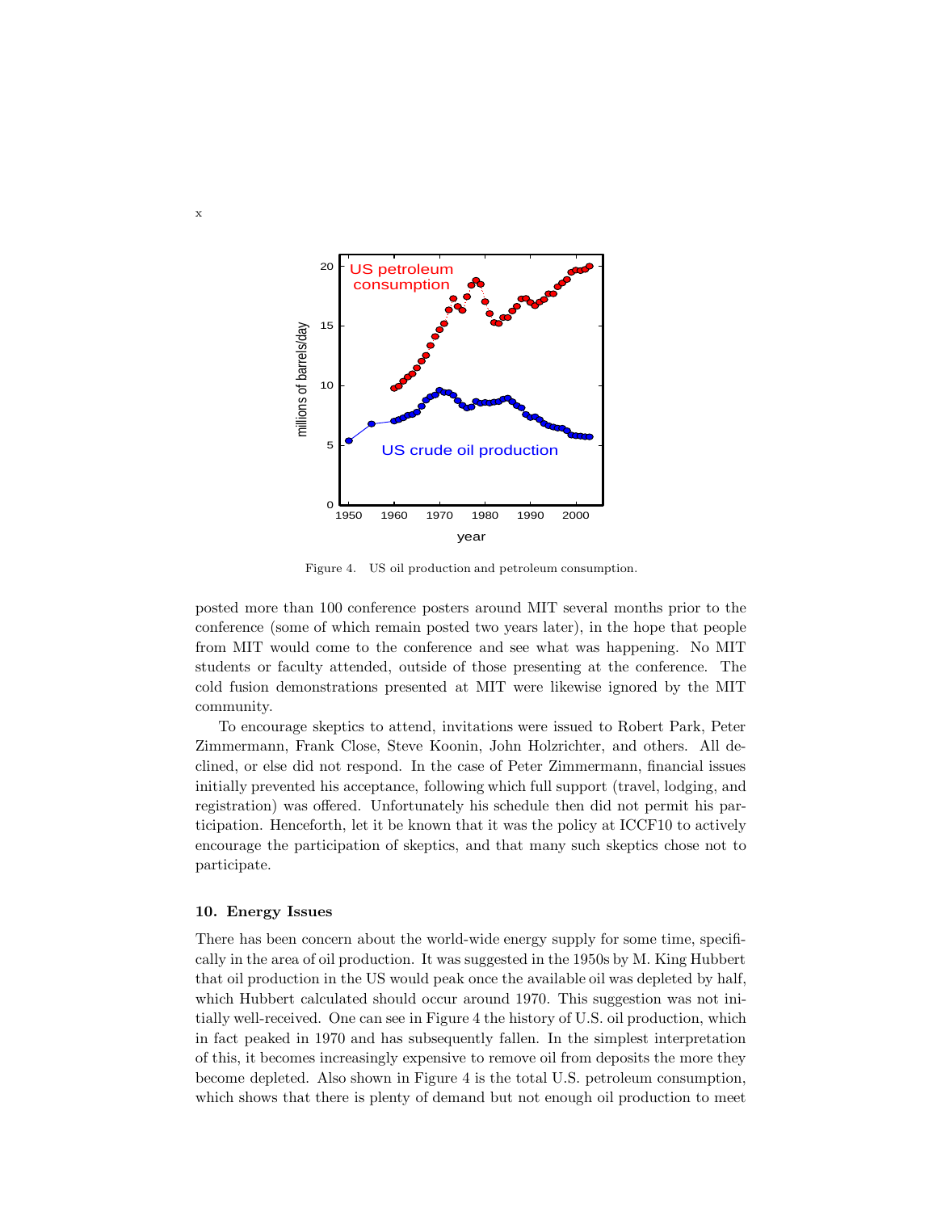Figure 4. US oil production and petroleum consumption.

posted more than 100 conference posters around MIT several months prior to the conference (some of which remain posted two years later), in the hope that people from MIT would come to the conference and see what was happening. No MIT students or faculty attended, outside of those presenting at the conference. The cold fusion demonstrations presented at MIT were likewise ignored by the MIT community.

To encourage skeptics to attend, invitations were issued to Robert Park, Peter Zimmermann, Frank Close, Steve Koonin, John Holzrichter, and others. All declined, or else did not respond. In the case of Peter Zimmermann, financial issues initially prevented his acceptance, following which full support (travel, lodging, and registration) was offered. Unfortunately his schedule then did not permit his participation. Henceforth, let it be known that it was the policy at ICCF10 to actively encourage the participation of skeptics, and that many such skeptics chose not to participate.

## 10. Energy Issues

There has been concern about the world-wide energy supply for some time, specifically in the area of oil production. It was suggested in the 1950s by M. King Hubbert that oil production in the US would peak once the available oil was depleted by half, which Hubbert calculated should occur around 1970. This suggestion was not initially well-received. One can see in Figure 4 the history of U.S. oil production, which in fact peaked in 1970 and has subsequently fallen. In the simplest interpretation of this, it becomes increasingly expensive to remove oil from deposits the more they become depleted. Also shown in Figure 4 is the total U.S. petroleum consumption, which shows that there is plenty of demand but not enough oil production to meet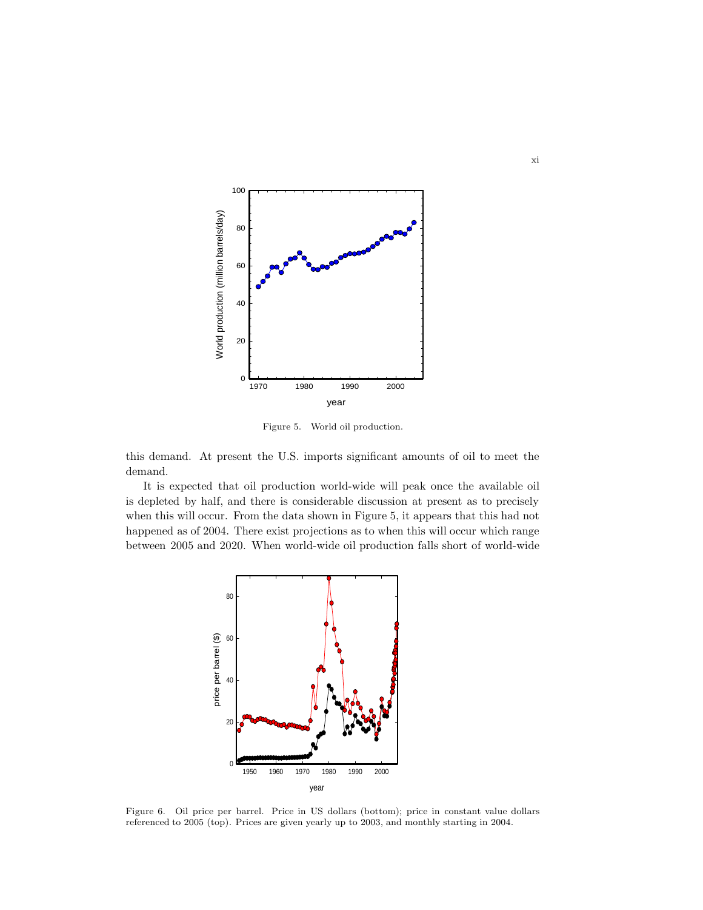Figure 5.  World oil production.

this demand. At present the U.S. imports significant amounts of oil to meet the demand.

It is expected that oil production world-wide will peak once the available oil is depleted by half, and there is considerable discussion at present as to precisely when this will occur. From the data shown in Figure 5, it appears that this had not happened as of 2004. There exist projections as to when this will occur which range between 2005 and 2020. When world-wide oil production falls short of world-wide

Figure 6.  Oil price per barrel. Price in US dollars (bottom); price in constant value dollars referenced to 2005 (top). Prices are given yearly up to 2003, and monthly starting in 2004.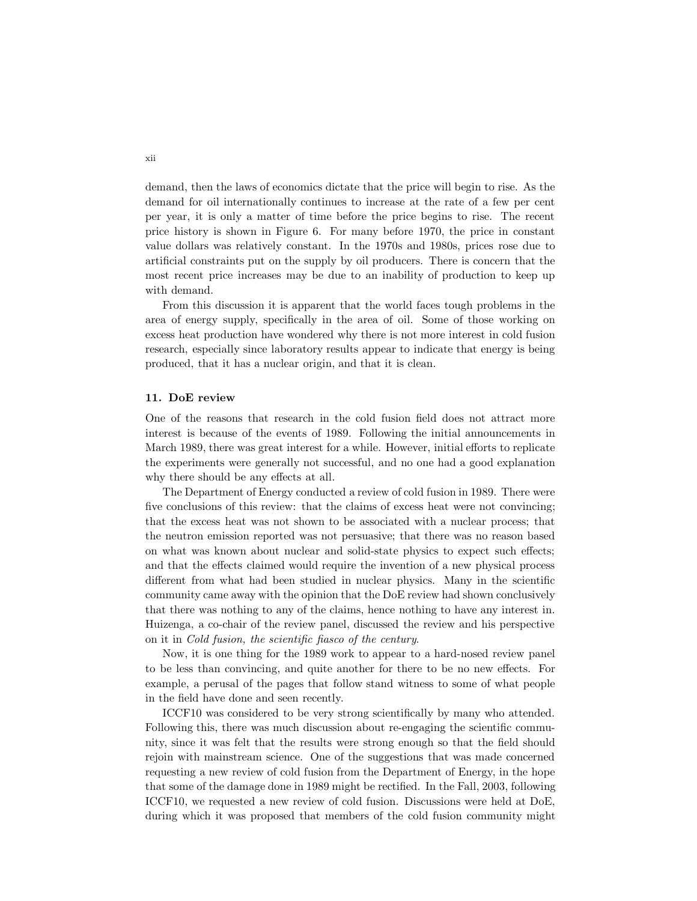demand, then the laws of economics dictate that the price will begin to rise. As the demand for oil internationally continues to increase at the rate of a few per cent per year, it is only a matter of time before the price begins to rise. The recent price history is shown in Figure 6. For many before 1970, the price in constant value dollars was relatively constant. In the 1970s and 1980s, prices rose due to artificial constraints put on the supply by oil producers. There is concern that the most recent price increases may be due to an inability of production to keep up with demand.

From this discussion it is apparent that the world faces tough problems in the area of energy supply, specifically in the area of oil. Some of those working on excess heat production have wondered why there is not more interest in cold fusion research, especially since laboratory results appear to indicate that energy is being produced, that it has a nuclear origin, and that it is clean.

### 11. DoE review

One of the reasons that research in the cold fusion field does not attract more interest is because of the events of 1989. Following the initial announcements in March 1989, there was great interest for a while. However, initial efforts to replicate the experiments were generally not successful, and no one had a good explanation why there should be any effects at all.

The Department of Energy conducted a review of cold fusion in 1989. There were five conclusions of this review: that the claims of excess heat were not convincing; that the excess heat was not shown to be associated with a nuclear process; that the neutron emission reported was not persuasive; that there was no reason based on what was known about nuclear and solid-state physics to expect such effects; and that the effects claimed would require the invention of a new physical process different from what had been studied in nuclear physics. Many in the scientific community came away with the opinion that the DoE review had shown conclusively that there was nothing to any of the claims, hence nothing to have any interest in. Huizenga, a co-chair of the review panel, discussed the review and his perspective on it in *Cold fusion, the scientific fiasco of the century*.

Now, it is one thing for the 1989 work to appear to a hard-nosed review panel to be less than convincing, and quite another for there to be no new effects. For example, a perusal of the pages that follow stand witness to some of what people in the field have done and seen recently.

ICCF10 was considered to be very strong scientifically by many who attended. Following this, there was much discussion about re-engaging the scientific community, since it was felt that the results were strong enough so that the field should rejoin with mainstream science. One of the suggestions that was made concerned requesting a new review of cold fusion from the Department of Energy, in the hope that some of the damage done in 1989 might be rectified. In the Fall, 2003, following ICCF10, we requested a new review of cold fusion. Discussions were held at DoE, during which it was proposed that members of the cold fusion community might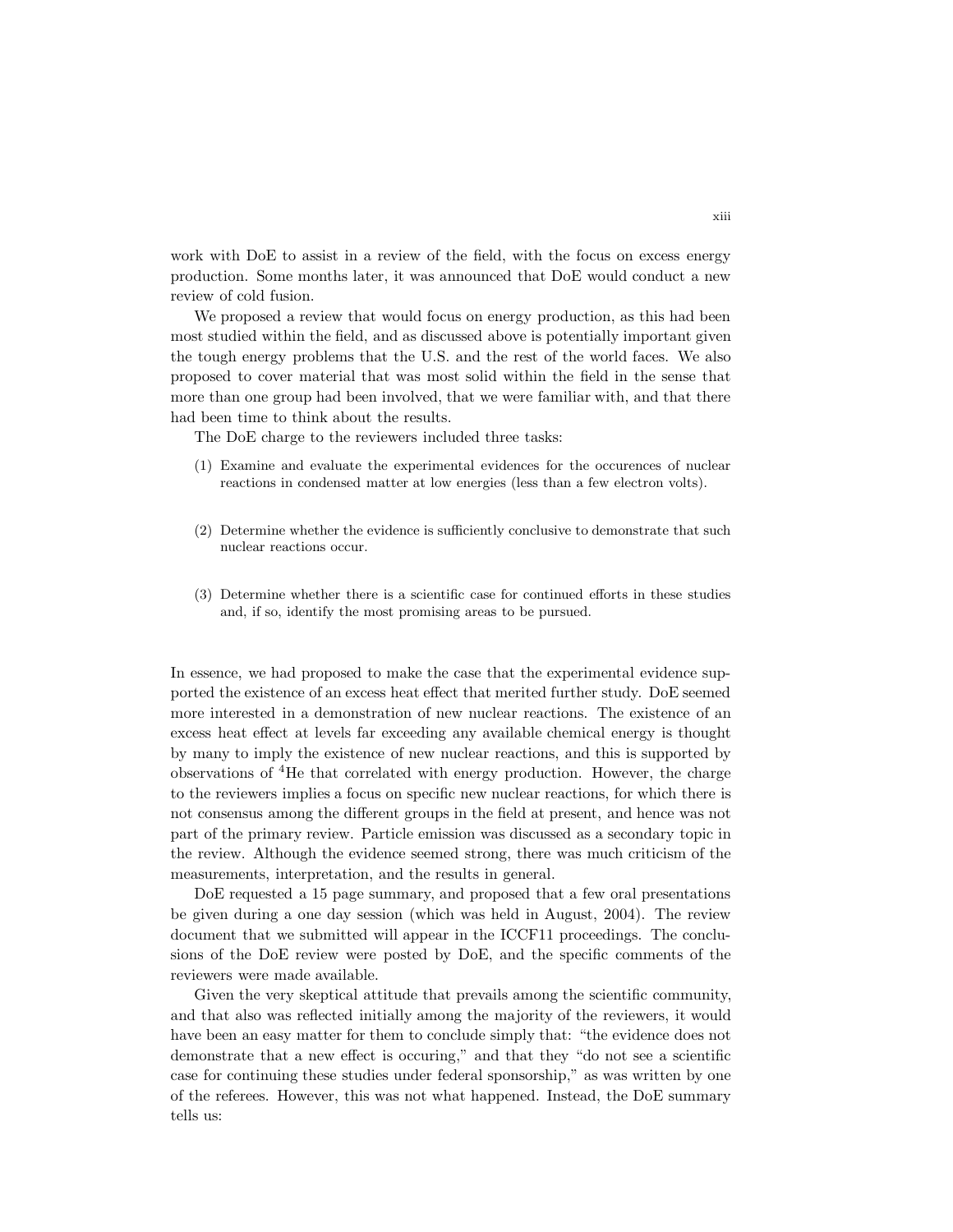work with DoE to assist in a review of the field, with the focus on excess energy production. Some months later, it was announced that DoE would conduct a new review of cold fusion.

We proposed a review that would focus on energy production, as this had been most studied within the field, and as discussed above is potentially important given the tough energy problems that the U.S. and the rest of the world faces. We also proposed to cover material that was most solid within the field in the sense that more than one group had been involved, that we were familiar with, and that there had been time to think about the results.

The DoE charge to the reviewers included three tasks:

(1) Examine and evaluate the experimental evidences for the occurences of nuclear reactions in condensed matter at low energies (less than a few electron volts).

(2) Determine whether the evidence is sufficiently conclusive to demonstrate that such nuclear reactions occur.

(3) Determine whether there is a scientific case for continued efforts in these studies and, if so, identify the most promising areas to be pursued.

In essence, we had proposed to make the case that the experimental evidence supported the existence of an excess heat effect that merited further study. DoE seemed more interested in a demonstration of new nuclear reactions. The existence of an excess heat effect at levels far exceeding any available chemical energy is thought by many to imply the existence of new nuclear reactions, and this is supported by observations of $^{4}$He that correlated with energy production. However, the charge to the reviewers implies a focus on specific new nuclear reactions, for which there is not consensus among the different groups in the field at present, and hence was not part of the primary review. Particle emission was discussed as a secondary topic in the review. Although the evidence seemed strong, there was much criticism of the measurements, interpretation, and the results in general.

DoE requested a 15 page summary, and proposed that a few oral presentations be given during a one day session (which was held in August, 2004). The review document that we submitted will appear in the ICCF11 proceedings. The conclusions of the DoE review were posted by DoE, and the specific comments of the reviewers were made available.

Given the very skeptical attitude that prevails among the scientific community, and that also was reflected initially among the majority of the reviewers, it would have been an easy matter for them to conclude simply that: "the evidence does not demonstrate that a new effect is occuring," and that they "do not see a scientific case for continuing these studies under federal sponsorship," as was written by one of the referees. However, this was not what happened. Instead, the DoE summary tells us: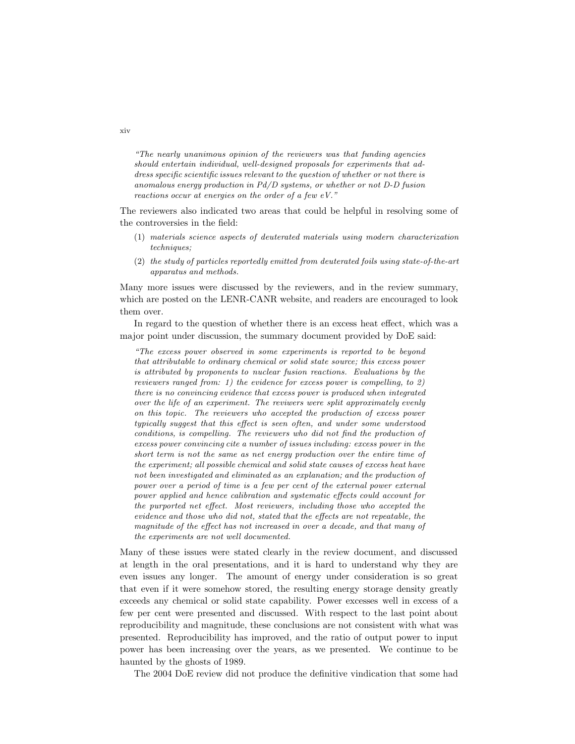*"The nearly unanimous opinion of the reviewers was that funding agencies should entertain individual, well-designed proposals for experiments that address specific scientific issues relevant to the question of whether or not there is anomalous energy production in Pd/D systems, or whether or not D-D fusion reactions occur at energies on the order of a few eV."*

The reviewers also indicated two areas that could be helpful in resolving some of the controversies in the field:

(1) *materials science aspects of deuterated materials using modern characterization techniques;*

(2) *the study of particles reportedly emitted from deuterated foils using state-of-the-art apparatus and methods.*

Many more issues were discussed by the reviewers, and in the review summary, which are posted on the LENR-CANR website, and readers are encouraged to look them over.

In regard to the question of whether there is an excess heat effect, which was a major point under discussion, the summary document provided by DoE said:

*"The excess power observed in some experiments is reported to be beyond that attributable to ordinary chemical or solid state source; this excess power is attributed by proponents to nuclear fusion reactions. Evaluations by the reviewers ranged from: 1) the evidence for excess power is compelling, to 2) there is no convincing evidence that excess power is produced when integrated over the life of an experiment. The reviwers were split approximately evenly on this topic. The reviewers who accepted the production of excess power typically suggest that this effect is seen often, and under some understood conditions, is compelling. The reviewers who did not find the production of excess power convincing cite a number of issues including: excess power in the short term is not the same as net energy production over the entire time of the experiment; all possible chemical and solid state causes of excess heat have not been investigated and eliminated as an explanation; and the production of power over a period of time is a few per cent of the external power external power applied and hence calibration and systematic effects could account for the purported net effect. Most reviewers, including those who accepted the evidence and those who did not, stated that the effects are not repeatable, the magnitude of the effect has not increased in over a decade, and that many of the experiments are not well documented.*

Many of these issues were stated clearly in the review document, and discussed at length in the oral presentations, and it is hard to understand why they are even issues any longer. The amount of energy under consideration is so great that even if it were somehow stored, the resulting energy storage density greatly exceeds any chemical or solid state capability. Power excesses well in excess of a few per cent were presented and discussed. With respect to the last point about reproducibility and magnitude, these conclusions are not consistent with what was presented. Reproducibility has improved, and the ratio of output power to input power has been increasing over the years, as we presented. We continue to be haunted by the ghosts of 1989.

The 2004 DoE review did not produce the definitive vindication that some had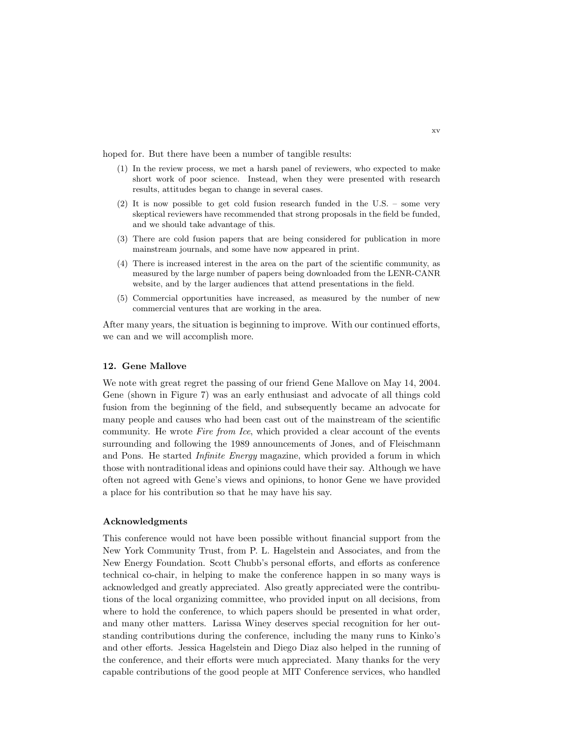hoped for. But there have been a number of tangible results:

(1) In the review process, we met a harsh panel of reviewers, who expected to make short work of poor science. Instead, when they were presented with research results, attitudes began to change in several cases.

(2) It is now possible to get cold fusion research funded in the U.S. – some very skeptical reviewers have recommended that strong proposals in the field be funded, and we should take advantage of this.

(3) There are cold fusion papers that are being considered for publication in more mainstream journals, and some have now appeared in print.

(4) There is increased interest in the area on the part of the scientific community, as measured by the large number of papers being downloaded from the LENR-CANR website, and by the larger audiences that attend presentations in the field.

(5) Commercial opportunities have increased, as measured by the number of new commercial ventures that are working in the area.

After many years, the situation is beginning to improve. With our continued efforts, we can and we will accomplish more.

## 12. Gene Mallove

We note with great regret the passing of our friend Gene Mallove on May 14, 2004. Gene (shown in Figure 7) was an early enthusiast and advocate of all things cold fusion from the beginning of the field, and subsequently became an advocate for many people and causes who had been cast out of the mainstream of the scientific community. He wrote *Fire from Ice*, which provided a clear account of the events surrounding and following the 1989 announcements of Jones, and of Fleischmann and Pons. He started *Infinite Energy* magazine, which provided a forum in which those with nontraditional ideas and opinions could have their say. Although we have often not agreed with Gene's views and opinions, to honor Gene we have provided a place for his contribution so that he may have his say.

## Acknowledgments

This conference would not have been possible without financial support from the New York Community Trust, from P. L. Hagelstein and Associates, and from the New Energy Foundation. Scott Chubb's personal efforts, and efforts as conference technical co-chair, in helping to make the conference happen in so many ways is acknowledged and greatly appreciated. Also greatly appreciated were the contributions of the local organizing committee, who provided input on all decisions, from where to hold the conference, to which papers should be presented in what order, and many other matters. Larissa Winey deserves special recognition for her outstanding contributions during the conference, including the many runs to Kinko's and other efforts. Jessica Hagelstein and Diego Diaz also helped in the running of the conference, and their efforts were much appreciated. Many thanks for the very capable contributions of the good people at MIT Conference services, who handled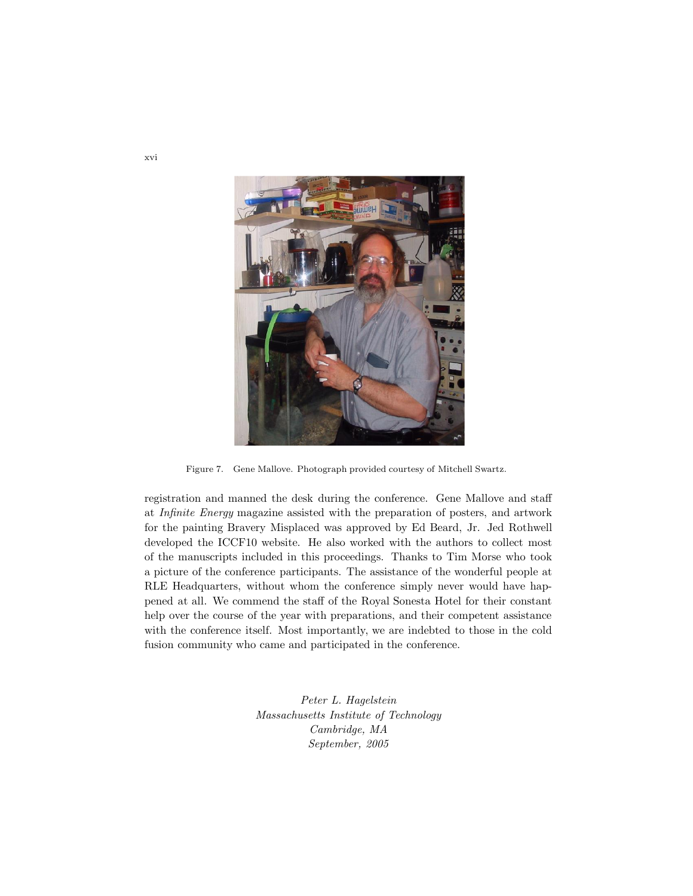Figure 7. Gene Mallove. Photograph provided courtesy of Mitchell Swartz.

registration and manned the desk during the conference. Gene Mallove and staff at *Infinite Energy* magazine assisted with the preparation of posters, and artwork for the painting Bravery Misplaced was approved by Ed Beard, Jr. Jed Rothwell developed the ICCF10 website. He also worked with the authors to collect most of the manuscripts included in this proceedings. Thanks to Tim Morse who took a picture of the conference participants. The assistance of the wonderful people at RLE Headquarters, without whom the conference simply never would have happened at all. We commend the staff of the Royal Sonesta Hotel for their constant help over the course of the year with preparations, and their competent assistance with the conference itself. Most importantly, we are indebted to those in the cold fusion community who came and participated in the conference.

*Peter L. Hagelstein*
*Massachusetts Institute of Technology*
*Cambridge, MA*
*September, 2005*